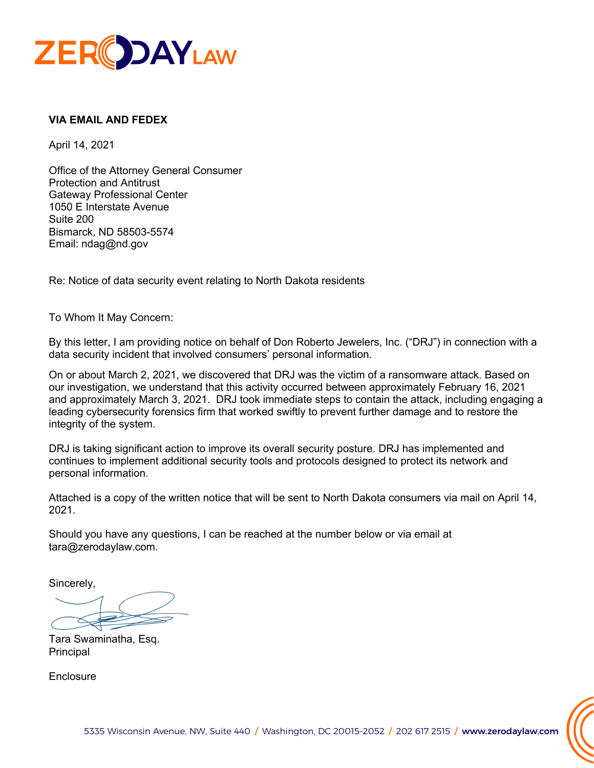ZERODAY LAW

**VIA EMAIL AND FEDEX**

April 14, 2021

Office of the Attorney General Consumer
Protection and Antitrust
Gateway Professional Center
1050 E Interstate Avenue
Suite 200
Bismarck, ND 58503-5574
Email: ndag@nd.gov

Re: Notice of data security event relating to North Dakota residents

To Whom It May Concern:

By this letter, I am providing notice on behalf of Don Roberto Jewelers, Inc. ("DRJ") in connection with a data security incident that involved consumers' personal information.

On or about March 2, 2021, we discovered that DRJ was the victim of a ransomware attack. Based on our investigation, we understand that this activity occurred between approximately February 16, 2021 and approximately March 3, 2021. DRJ took immediate steps to contain the attack, including engaging a leading cybersecurity forensics firm that worked swiftly to prevent further damage and to restore the integrity of the system.

DRJ is taking significant action to improve its overall security posture. DRJ has implemented and continues to implement additional security tools and protocols designed to protect its network and personal information.

Attached is a copy of the written notice that will be sent to North Dakota consumers via mail on April 14, 2021.

Should you have any questions, I can be reached at the number below or via email at tara@zerodaylaw.com.

Sincerely,

Tara Swaminatha, Esq.
Principal

Enclosure

5335 Wisconsin Avenue, NW, Suite 440 / Washington, DC 20015-2052 / 202 617 2515 / www.zerodaylaw.com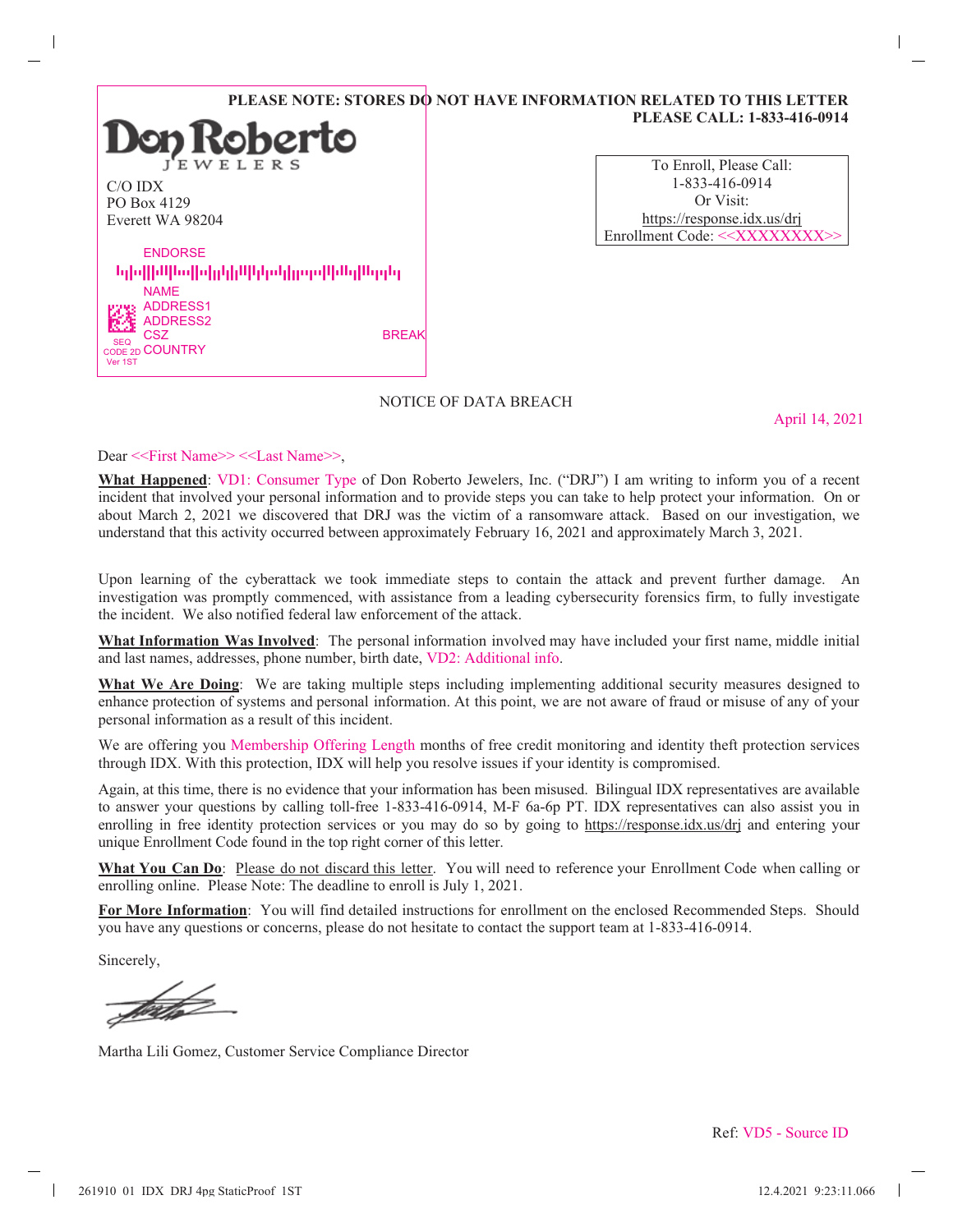**PLEASE NOTE: STORES DO NOT HAVE INFORMATION RELATED TO THIS LETTER**
**PLEASE CALL: 1-833-416-0914**

Don Roberto
JEWELERS

C/O IDX
PO Box 4129
Everett WA 98204

ENDORSE

NAME
ADDRESS1
ADDRESS2
CSZ
COUNTRY

SEQ
CODE 2D
Ver 1ST

BREAK

To Enroll, Please Call:
1-833-416-0914
Or Visit:
https://response.idx.us/drj
Enrollment Code: <<XXXXXXXX>>

NOTICE OF DATA BREACH

April 14, 2021

Dear <<First Name>> <<Last Name>>,

**What Happened**: VD1: Consumer Type of Don Roberto Jewelers, Inc. ("DRJ") I am writing to inform you of a recent incident that involved your personal information and to provide steps you can take to help protect your information. On or about March 2, 2021 we discovered that DRJ was the victim of a ransomware attack. Based on our investigation, we understand that this activity occurred between approximately February 16, 2021 and approximately March 3, 2021.

Upon learning of the cyberattack we took immediate steps to contain the attack and prevent further damage. An investigation was promptly commenced, with assistance from a leading cybersecurity forensics firm, to fully investigate the incident. We also notified federal law enforcement of the attack.

**What Information Was Involved**: The personal information involved may have included your first name, middle initial and last names, addresses, phone number, birth date, VD2: Additional info.

**What We Are Doing**: We are taking multiple steps including implementing additional security measures designed to enhance protection of systems and personal information. At this point, we are not aware of fraud or misuse of any of your personal information as a result of this incident.

We are offering you Membership Offering Length months of free credit monitoring and identity theft protection services through IDX. With this protection, IDX will help you resolve issues if your identity is compromised.

Again, at this time, there is no evidence that your information has been misused. Bilingual IDX representatives are available to answer your questions by calling toll-free 1-833-416-0914, M-F 6a-6p PT. IDX representatives can also assist you in enrolling in free identity protection services or you may do so by going to https://response.idx.us/drj and entering your unique Enrollment Code found in the top right corner of this letter.

**What You Can Do**: Please do not discard this letter. You will need to reference your Enrollment Code when calling or enrolling online. Please Note: The deadline to enroll is July 1, 2021.

**For More Information**: You will find detailed instructions for enrollment on the enclosed Recommended Steps. Should you have any questions or concerns, please do not hesitate to contact the support team at 1-833-416-0914.

Sincerely,

Martha Lili Gomez, Customer Service Compliance Director

Ref: VD5 - Source ID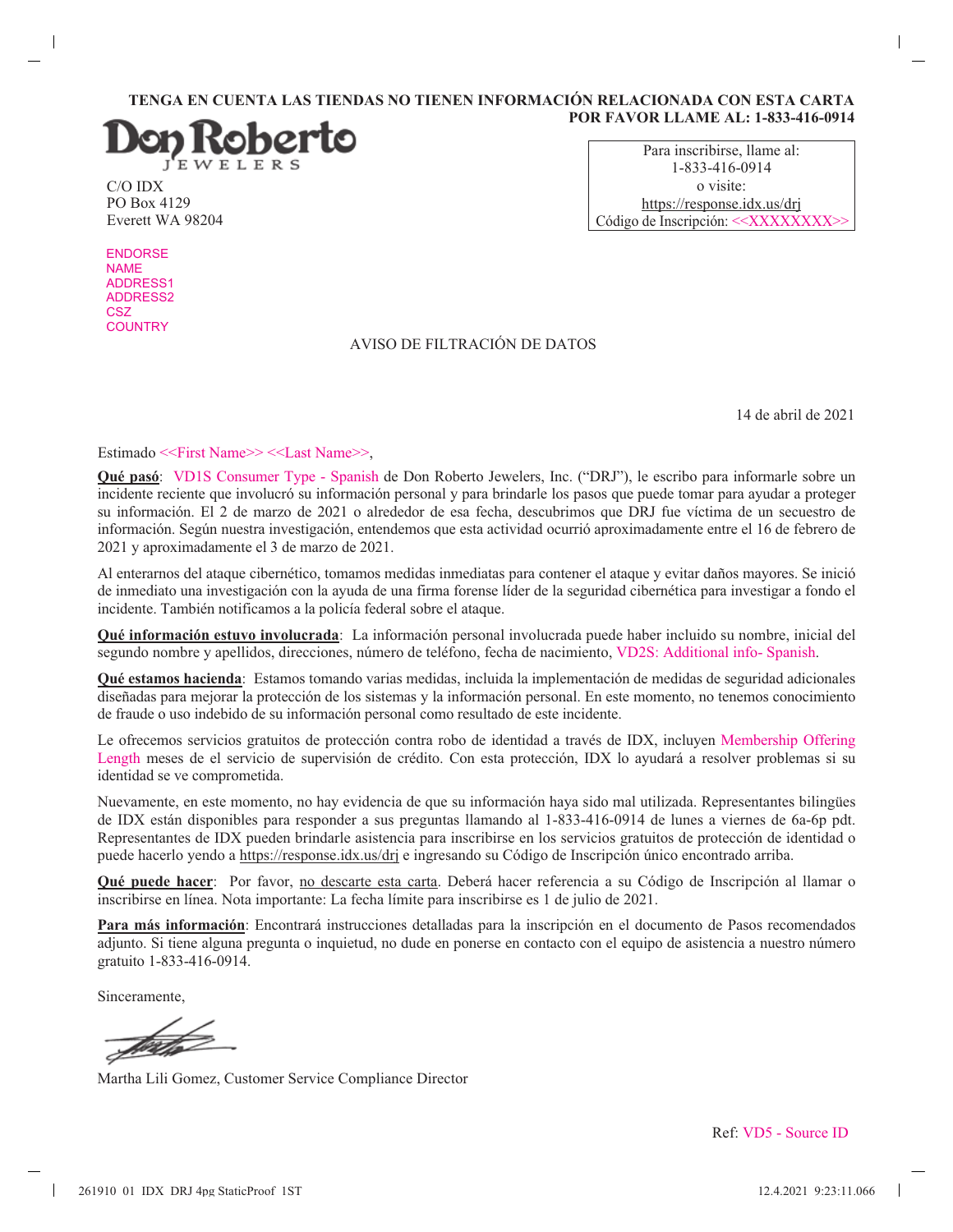**TENGA EN CUENTA LAS TIENDAS NO TIENEN INFORMACIÓN RELACIONADA CON ESTA CARTA**
**POR FAVOR LLAME AL: 1-833-416-0914**

Don Roberto
JEWELERS

C/O IDX
PO Box 4129
Everett WA 98204

| Para inscribirse, llame al: 1-833-416-0914 o visite: https://response.idx.us/drj Código de Inscripción: <<XXXXXXXX>> |
|---|

ENDORSE
NAME
ADDRESS1
ADDRESS2
CSZ
COUNTRY

AVISO DE FILTRACIÓN DE DATOS

14 de abril de 2021

Estimado <<First Name>> <<Last Name>>,

**Qué pasó**: VD1S Consumer Type - Spanish de Don Roberto Jewelers, Inc. ("DRJ"), le escribo para informarle sobre un incidente reciente que involucró su información personal y para brindarle los pasos que puede tomar para ayudar a proteger su información. El 2 de marzo de 2021 o alrededor de esa fecha, descubrimos que DRJ fue víctima de un secuestro de información. Según nuestra investigación, entendemos que esta actividad ocurrió aproximadamente entre el 16 de febrero de 2021 y aproximadamente el 3 de marzo de 2021.

Al enterarnos del ataque cibernético, tomamos medidas inmediatas para contener el ataque y evitar daños mayores. Se inició de inmediato una investigación con la ayuda de una firma forense líder de la seguridad cibernética para investigar a fondo el incidente. También notificamos a la policía federal sobre el ataque.

**Qué información estuvo involucrada**: La información personal involucrada puede haber incluido su nombre, inicial del segundo nombre y apellidos, direcciones, número de teléfono, fecha de nacimiento, VD2S: Additional info- Spanish.

**Qué estamos hacienda**: Estamos tomando varias medidas, incluida la implementación de medidas de seguridad adicionales diseñadas para mejorar la protección de los sistemas y la información personal. En este momento, no tenemos conocimiento de fraude o uso indebido de su información personal como resultado de este incidente.

Le ofrecemos servicios gratuitos de protección contra robo de identidad a través de IDX, incluyen Membership Offering Length meses de el servicio de supervisión de crédito. Con esta protección, IDX lo ayudará a resolver problemas si su identidad se ve comprometida.

Nuevamente, en este momento, no hay evidencia de que su información haya sido mal utilizada. Representantes bilingües de IDX están disponibles para responder a sus preguntas llamando al 1-833-416-0914 de lunes a viernes de 6a-6p pdt. Representantes de IDX pueden brindarle asistencia para inscribirse en los servicios gratuitos de protección de identidad o puede hacerlo yendo a https://response.idx.us/drj e ingresando su Código de Inscripción único encontrado arriba.

**Qué puede hacer**: Por favor, no descarte esta carta. Deberá hacer referencia a su Código de Inscripción al llamar o inscribirse en línea. Nota importante: La fecha límite para inscribirse es 1 de julio de 2021.

**Para más información**: Encontrará instrucciones detalladas para la inscripción en el documento de Pasos recomendados adjunto. Si tiene alguna pregunta o inquietud, no dude en ponerse en contacto con el equipo de asistencia a nuestro número gratuito 1-833-416-0914.

Sinceramente,

Martha Lili Gomez, Customer Service Compliance Director

Ref: VD5 - Source ID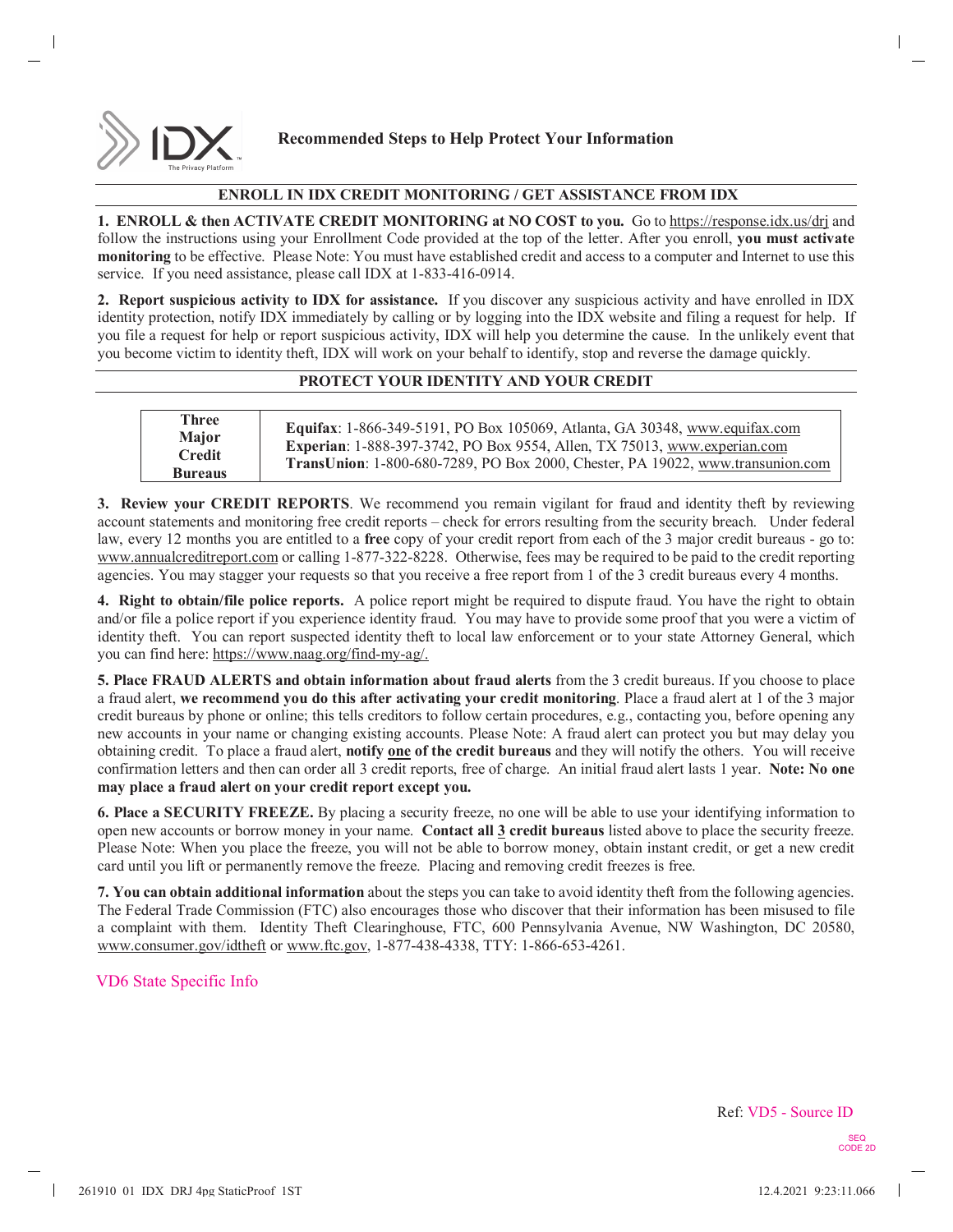IDX The Privacy Platform

## Recommended Steps to Help Protect Your Information

### ENROLL IN IDX CREDIT MONITORING / GET ASSISTANCE FROM IDX

**1. ENROLL & then ACTIVATE CREDIT MONITORING at NO COST to you.** Go to https://response.idx.us/drj and follow the instructions using your Enrollment Code provided at the top of the letter. After you enroll, **you must activate monitoring** to be effective. Please Note: You must have established credit and access to a computer and Internet to use this service. If you need assistance, please call IDX at 1-833-416-0914.

**2. Report suspicious activity to IDX for assistance.** If you discover any suspicious activity and have enrolled in IDX identity protection, notify IDX immediately by calling or by logging into the IDX website and filing a request for help. If you file a request for help or report suspicious activity, IDX will help you determine the cause. In the unlikely event that you become victim to identity theft, IDX will work on your behalf to identify, stop and reverse the damage quickly.

### PROTECT YOUR IDENTITY AND YOUR CREDIT

| Three Major Credit Bureaus | **Equifax**: 1-866-349-5191, PO Box 105069, Atlanta, GA 30348, www.equifax.com<br>**Experian**: 1-888-397-3742, PO Box 9554, Allen, TX 75013, www.experian.com<br>**TransUnion**: 1-800-680-7289, PO Box 2000, Chester, PA 19022, www.transunion.com |
|---|---|

**3. Review your CREDIT REPORTS**. We recommend you remain vigilant for fraud and identity theft by reviewing account statements and monitoring free credit reports – check for errors resulting from the security breach. Under federal law, every 12 months you are entitled to a **free** copy of your credit report from each of the 3 major credit bureaus - go to: www.annualcreditreport.com or calling 1-877-322-8228. Otherwise, fees may be required to be paid to the credit reporting agencies. You may stagger your requests so that you receive a free report from 1 of the 3 credit bureaus every 4 months.

**4. Right to obtain/file police reports.** A police report might be required to dispute fraud. You have the right to obtain and/or file a police report if you experience identity fraud. You may have to provide some proof that you were a victim of identity theft. You can report suspected identity theft to local law enforcement or to your state Attorney General, which you can find here: https://www.naag.org/find-my-ag/.

**5. Place FRAUD ALERTS and obtain information about fraud alerts** from the 3 credit bureaus. If you choose to place a fraud alert, **we recommend you do this after activating your credit monitoring**. Place a fraud alert at 1 of the 3 major credit bureaus by phone or online; this tells creditors to follow certain procedures, e.g., contacting you, before opening any new accounts in your name or changing existing accounts. Please Note: A fraud alert can protect you but may delay you obtaining credit. To place a fraud alert, **notify one of the credit bureaus** and they will notify the others. You will receive confirmation letters and then can order all 3 credit reports, free of charge. An initial fraud alert lasts 1 year. **Note: No one may place a fraud alert on your credit report except you.**

**6. Place a SECURITY FREEZE.** By placing a security freeze, no one will be able to use your identifying information to open new accounts or borrow money in your name. **Contact all 3 credit bureaus** listed above to place the security freeze. Please Note: When you place the freeze, you will not be able to borrow money, obtain instant credit, or get a new credit card until you lift or permanently remove the freeze. Placing and removing credit freezes is free.

**7. You can obtain additional information** about the steps you can take to avoid identity theft from the following agencies. The Federal Trade Commission (FTC) also encourages those who discover that their information has been misused to file a complaint with them. Identity Theft Clearinghouse, FTC, 600 Pennsylvania Avenue, NW Washington, DC 20580, www.consumer.gov/idtheft or www.ftc.gov, 1-877-438-4338, TTY: 1-866-653-4261.

VD6 State Specific Info

Ref: VD5 - Source ID

SEQ CODE 2D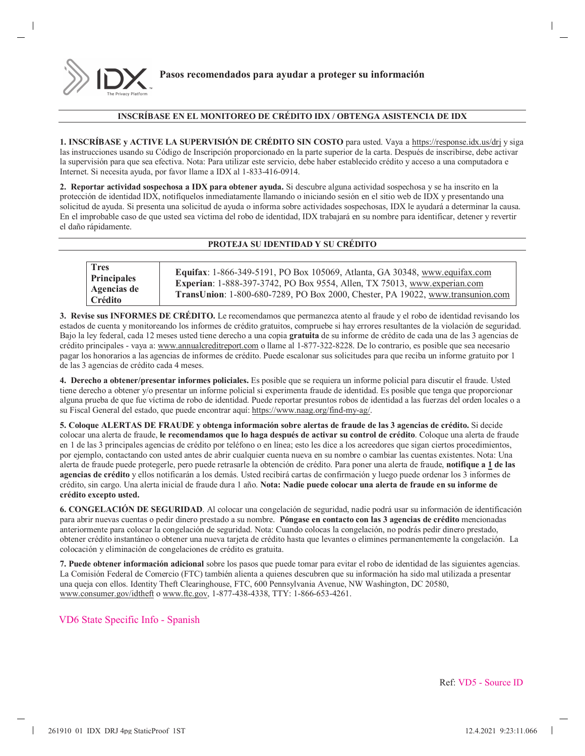IDX The Privacy Platform

# Pasos recomendados para ayudar a proteger su información

## INSCRÍBASE EN EL MONITOREO DE CRÉDITO IDX / OBTENGA ASISTENCIA DE IDX

**1. INSCRÍBASE y ACTIVE LA SUPERVISIÓN DE CRÉDITO SIN COSTO** para usted. Vaya a https://response.idx.us/drj y siga las instrucciones usando su Código de Inscripción proporcionado en la parte superior de la carta. Después de inscribirse, debe activar la supervisión para que sea efectiva. Nota: Para utilizar este servicio, debe haber establecido crédito y acceso a una computadora e Internet. Si necesita ayuda, por favor llame a IDX al 1-833-416-0914.

**2. Reportar actividad sospechosa a IDX para obtener ayuda.** Si descubre alguna actividad sospechosa y se ha inscrito en la protección de identidad IDX, notifíquelos inmediatamente llamando o iniciando sesión en el sitio web de IDX y presentando una solicitud de ayuda. Si presenta una solicitud de ayuda o informa sobre actividades sospechosas, IDX le ayudará a determinar la causa. En el improbable caso de que usted sea víctima del robo de identidad, IDX trabajará en su nombre para identificar, detener y revertir el daño rápidamente.

## PROTEJA SU IDENTIDAD Y SU CRÉDITO

| | |
|---|---|
| **Tres Principales Agencias de Crédito** | **Equifax**: 1-866-349-5191, PO Box 105069, Atlanta, GA 30348, www.equifax.com<br>**Experian**: 1-888-397-3742, PO Box 9554, Allen, TX 75013, www.experian.com<br>**TransUnion**: 1-800-680-7289, PO Box 2000, Chester, PA 19022, www.transunion.com |

**3. Revise sus INFORMES DE CRÉDITO.** Le recomendamos que permanezca atento al fraude y el robo de identidad revisando los estados de cuenta y monitoreando los informes de crédito gratuitos, compruebe si hay errores resultantes de la violación de seguridad. Bajo la ley federal, cada 12 meses usted tiene derecho a una copia **gratuita** de su informe de crédito de cada una de las 3 agencias de crédito principales - vaya a: www.annualcreditreport.com o llame al 1-877-322-8228. De lo contrario, es posible que sea necesario pagar los honorarios a las agencias de informes de crédito. Puede escalonar sus solicitudes para que reciba un informe gratuito por 1 de las 3 agencias de crédito cada 4 meses.

**4. Derecho a obtener/presentar informes policiales.** Es posible que se requiera un informe policial para discutir el fraude. Usted tiene derecho a obtener y/o presentar un informe policial si experimenta fraude de identidad. Es posible que tenga que proporcionar alguna prueba de que fue víctima de robo de identidad. Puede reportar presuntos robos de identidad a las fuerzas del orden locales o a su Fiscal General del estado, que puede encontrar aquí: https://www.naag.org/find-my-ag/.

**5. Coloque ALERTAS DE FRAUDE y obtenga información sobre alertas de fraude de las 3 agencias de crédito.** Si decide colocar una alerta de fraude, **le recomendamos que lo haga después de activar su control de crédito**. Coloque una alerta de fraude en 1 de las 3 principales agencias de crédito por teléfono o en línea; esto les dice a los acreedores que sigan ciertos procedimientos, por ejemplo, contactando con usted antes de abrir cualquier cuenta nueva en su nombre o cambiar las cuentas existentes. Nota: Una alerta de fraude puede protegerle, pero puede retrasarle la obtención de crédito. Para poner una alerta de fraude, **notifique a 1 de las agencias de crédito** y ellos notificarán a los demás. Usted recibirá cartas de confirmación y luego puede ordenar los 3 informes de crédito, sin cargo. Una alerta inicial de fraude dura 1 año. **Nota: Nadie puede colocar una alerta de fraude en su informe de crédito excepto usted.**

**6. CONGELACIÓN DE SEGURIDAD**. Al colocar una congelación de seguridad, nadie podrá usar su información de identificación para abrir nuevas cuentas o pedir dinero prestado a su nombre. **Póngase en contacto con las 3 agencias de crédito** mencionadas anteriormente para colocar la congelación de seguridad. Nota: Cuando colocas la congelación, no podrás pedir dinero prestado, obtener crédito instantáneo o obtener una nueva tarjeta de crédito hasta que levantes o elimines permanentemente la congelación. La colocación y eliminación de congelaciones de crédito es gratuita.

**7. Puede obtener información adicional** sobre los pasos que puede tomar para evitar el robo de identidad de las siguientes agencias. La Comisión Federal de Comercio (FTC) también alienta a quienes descubren que su información ha sido mal utilizada a presentar una queja con ellos. Identity Theft Clearinghouse, FTC, 600 Pennsylvania Avenue, NW Washington, DC 20580, www.consumer.gov/idtheft o www.ftc.gov, 1-877-438-4338, TTY: 1-866-653-4261.

VD6 State Specific Info - Spanish

Ref: VD5 - Source ID